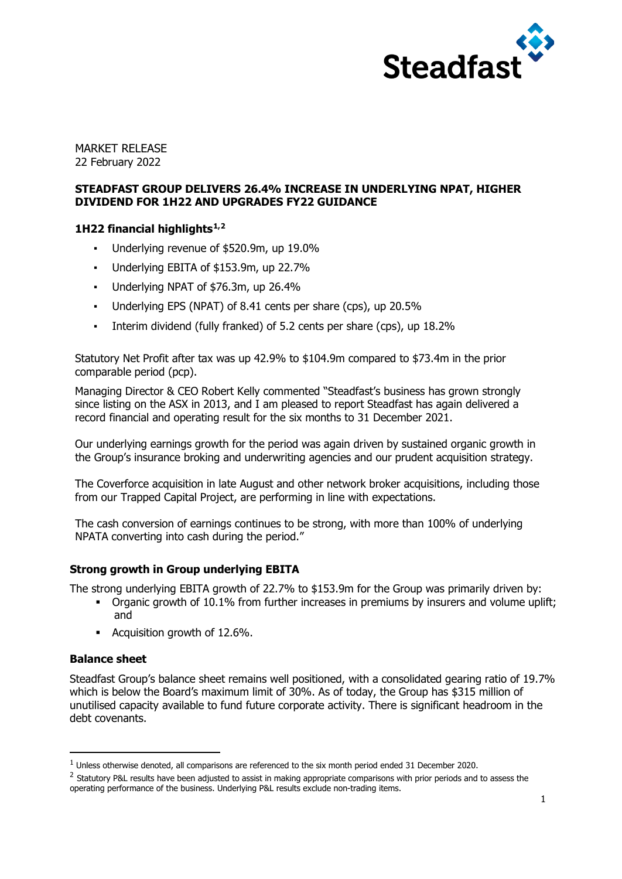MARKET RELEASE
22 February 2022

**STEADFAST GROUP DELIVERS 26.4% INCREASE IN UNDERLYING NPAT, HIGHER DIVIDEND FOR 1H22 AND UPGRADES FY22 GUIDANCE**

### 1H22 financial highlights[1,2]

- Underlying revenue of $520.9m, up 19.0%
- Underlying EBITA of $153.9m, up 22.7%
- Underlying NPAT of $76.3m, up 26.4%
- Underlying EPS (NPAT) of 8.41 cents per share (cps), up 20.5%
- Interim dividend (fully franked) of 5.2 cents per share (cps), up 18.2%

Statutory Net Profit after tax was up 42.9% to $104.9m compared to $73.4m in the prior comparable period (pcp).

Managing Director & CEO Robert Kelly commented "Steadfast's business has grown strongly since listing on the ASX in 2013, and I am pleased to report Steadfast has again delivered a record financial and operating result for the six months to 31 December 2021.

Our underlying earnings growth for the period was again driven by sustained organic growth in the Group's insurance broking and underwriting agencies and our prudent acquisition strategy.

The Coverforce acquisition in late August and other network broker acquisitions, including those from our Trapped Capital Project, are performing in line with expectations.

The cash conversion of earnings continues to be strong, with more than 100% of underlying NPATA converting into cash during the period."

### Strong growth in Group underlying EBITA

The strong underlying EBITA growth of 22.7% to $153.9m for the Group was primarily driven by:

- Organic growth of 10.1% from further increases in premiums by insurers and volume uplift; and
- Acquisition growth of 12.6%.

### Balance sheet

Steadfast Group's balance sheet remains well positioned, with a consolidated gearing ratio of 19.7% which is below the Board's maximum limit of 30%. As of today, the Group has $315 million of unutilised capacity available to fund future corporate activity. There is significant headroom in the debt covenants.

---

[1] Unless otherwise denoted, all comparisons are referenced to the six month period ended 31 December 2020.

[2] Statutory P&L results have been adjusted to assist in making appropriate comparisons with prior periods and to assess the operating performance of the business. Underlying P&L results exclude non-trading items.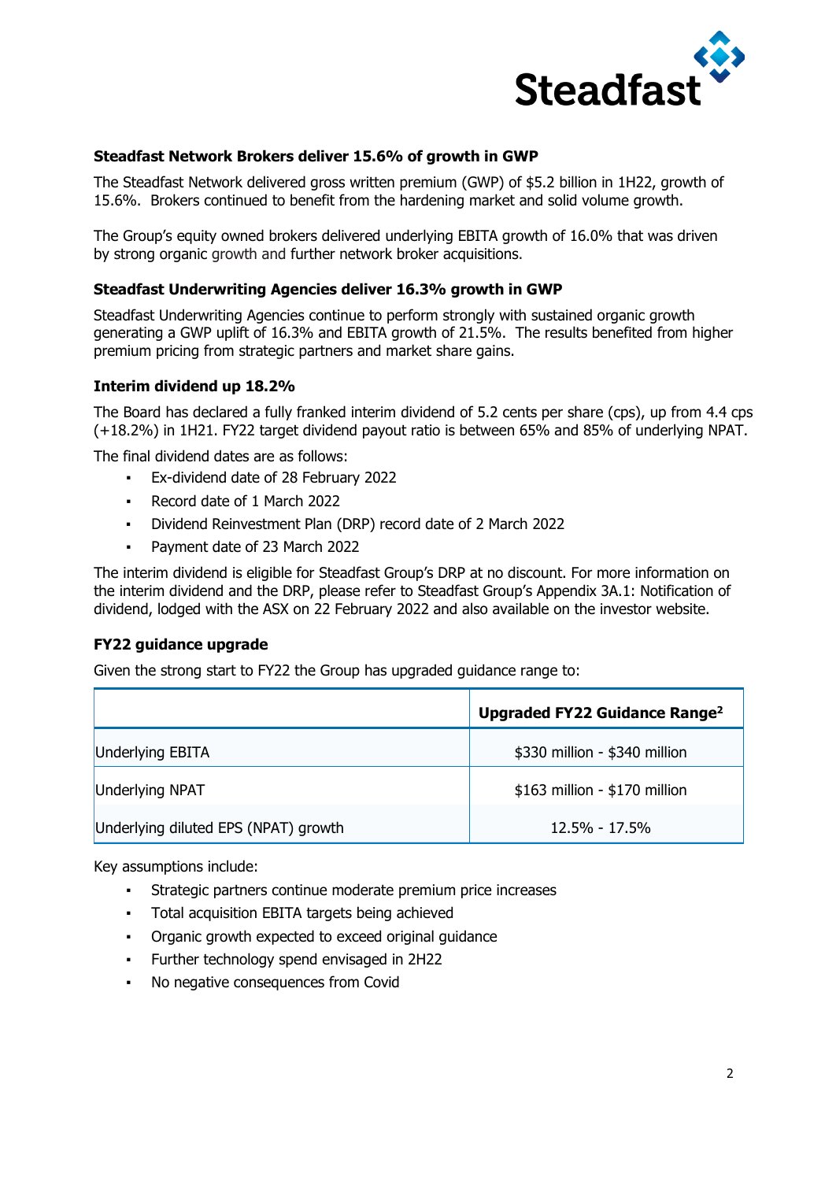### Steadfast Network Brokers deliver 15.6% of growth in GWP

The Steadfast Network delivered gross written premium (GWP) of $5.2 billion in 1H22, growth of 15.6%. Brokers continued to benefit from the hardening market and solid volume growth.

The Group's equity owned brokers delivered underlying EBITA growth of 16.0% that was driven by strong organic growth and further network broker acquisitions.

### Steadfast Underwriting Agencies deliver 16.3% growth in GWP

Steadfast Underwriting Agencies continue to perform strongly with sustained organic growth generating a GWP uplift of 16.3% and EBITA growth of 21.5%. The results benefited from higher premium pricing from strategic partners and market share gains.

### Interim dividend up 18.2%

The Board has declared a fully franked interim dividend of 5.2 cents per share (cps), up from 4.4 cps (+18.2%) in 1H21. FY22 target dividend payout ratio is between 65% and 85% of underlying NPAT.

The final dividend dates are as follows:

- Ex-dividend date of 28 February 2022
- Record date of 1 March 2022
- Dividend Reinvestment Plan (DRP) record date of 2 March 2022
- Payment date of 23 March 2022

The interim dividend is eligible for Steadfast Group's DRP at no discount. For more information on the interim dividend and the DRP, please refer to Steadfast Group's Appendix 3A.1: Notification of dividend, lodged with the ASX on 22 February 2022 and also available on the investor website.

### FY22 guidance upgrade

Given the strong start to FY22 the Group has upgraded guidance range to:

| | Upgraded FY22 Guidance Range[2] |
|---|---|
| Underlying EBITA | $330 million - $340 million |
| Underlying NPAT | $163 million - $170 million |
| Underlying diluted EPS (NPAT) growth | 12.5% - 17.5% |

Key assumptions include:

- Strategic partners continue moderate premium price increases
- Total acquisition EBITA targets being achieved
- Organic growth expected to exceed original guidance
- Further technology spend envisaged in 2H22
- No negative consequences from Covid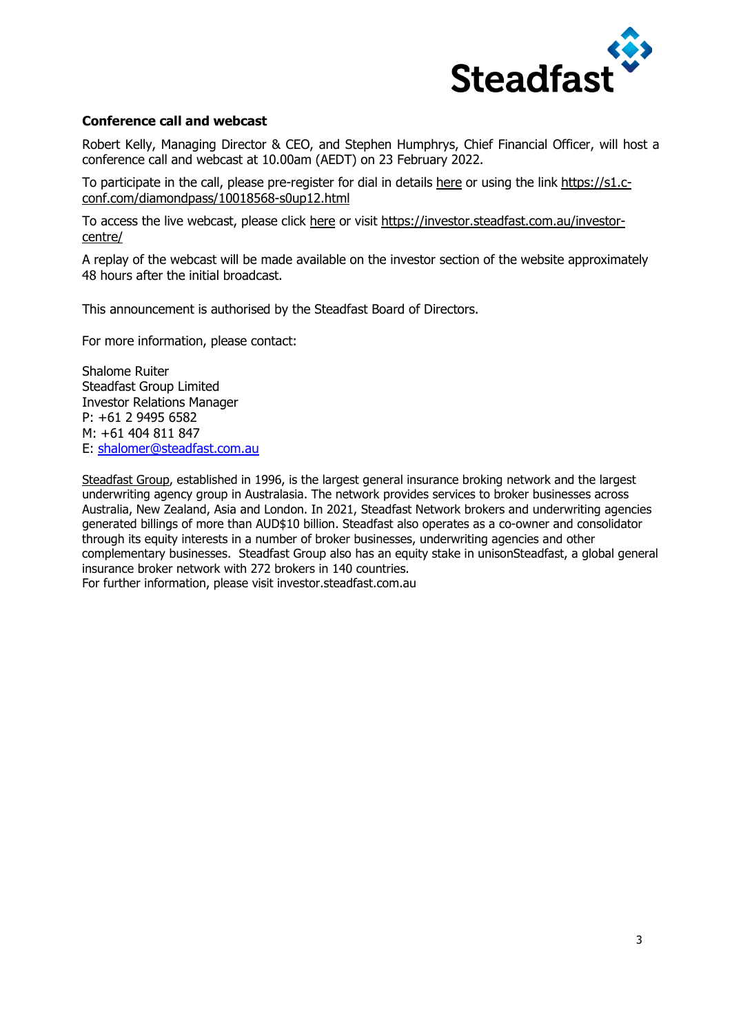**Conference call and webcast**

Robert Kelly, Managing Director & CEO, and Stephen Humphrys, Chief Financial Officer, will host a conference call and webcast at 10.00am (AEDT) on 23 February 2022.

To participate in the call, please pre-register for dial in details here or using the link https://s1.c-conf.com/diamondpass/10018568-s0up12.html

To access the live webcast, please click here or visit https://investor.steadfast.com.au/investor-centre/

A replay of the webcast will be made available on the investor section of the website approximately 48 hours after the initial broadcast.

This announcement is authorised by the Steadfast Board of Directors.

For more information, please contact:

Shalome Ruiter
Steadfast Group Limited
Investor Relations Manager
P: +61 2 9495 6582
M: +61 404 811 847
E: shalomer@steadfast.com.au

Steadfast Group, established in 1996, is the largest general insurance broking network and the largest underwriting agency group in Australasia. The network provides services to broker businesses across Australia, New Zealand, Asia and London. In 2021, Steadfast Network brokers and underwriting agencies generated billings of more than AUD$10 billion. Steadfast also operates as a co-owner and consolidator through its equity interests in a number of broker businesses, underwriting agencies and other complementary businesses. Steadfast Group also has an equity stake in unisonSteadfast, a global general insurance broker network with 272 brokers in 140 countries.
For further information, please visit investor.steadfast.com.au